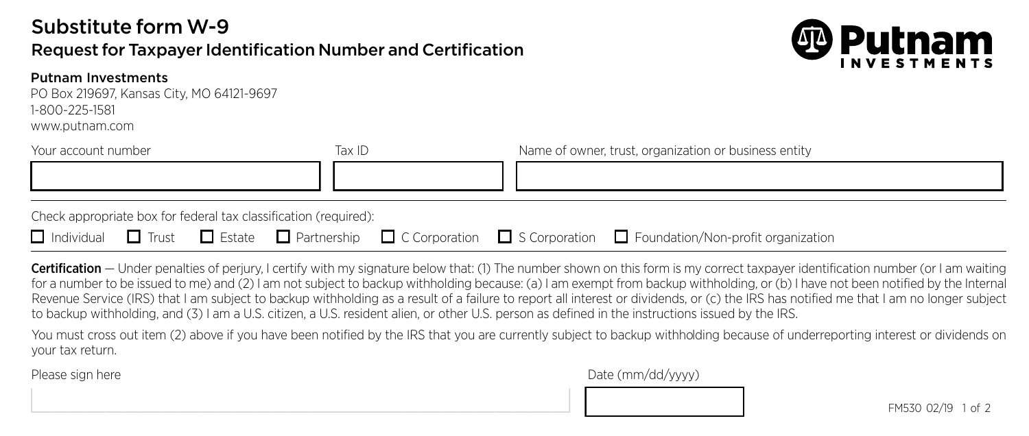# Substitute form W-9

## Request for Taxpayer Identification Number and Certification

**Putnam Investments**
PO Box 219697, Kansas City, MO 64121-9697
1-800-225-1581
www.putnam.com

| Your account number | Tax ID | Name of owner, trust, organization or business entity |
|---|---|---|
| | | |

Check appropriate box for federal tax classification (required):

☐ Individual ☐ Trust ☐ Estate ☐ Partnership ☐ C Corporation ☐ S Corporation ☐ Foundation/Non-profit organization

**Certification** — Under penalties of perjury, I certify with my signature below that: (1) The number shown on this form is my correct taxpayer identification number (or I am waiting for a number to be issued to me) and (2) I am not subject to backup withholding because: (a) I am exempt from backup withholding, or (b) I have not been notified by the Internal Revenue Service (IRS) that I am subject to backup withholding as a result of a failure to report all interest or dividends, or (c) the IRS has notified me that I am no longer subject to backup withholding, and (3) I am a U.S. citizen, a U.S. resident alien, or other U.S. person as defined in the instructions issued by the IRS.

You must cross out item (2) above if you have been notified by the IRS that you are currently subject to backup withholding because of underreporting interest or dividends on your tax return.

| Please sign here | Date (mm/dd/yyyy) |
|---|---|
| | |

FM530 02/19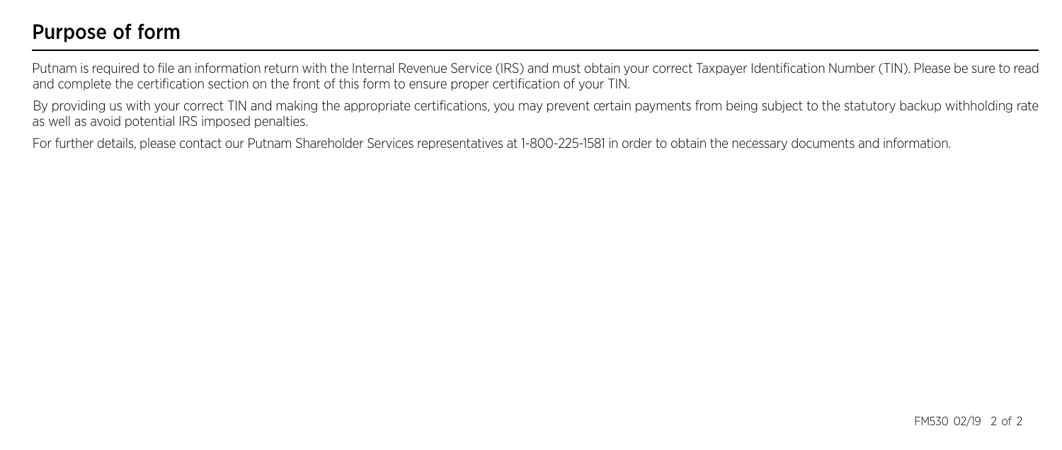## Purpose of form

Putnam is required to file an information return with the Internal Revenue Service (IRS) and must obtain your correct Taxpayer Identification Number (TIN). Please be sure to read and complete the certification section on the front of this form to ensure proper certification of your TIN.

By providing us with your correct TIN and making the appropriate certifications, you may prevent certain payments from being subject to the statutory backup withholding rate as well as avoid potential IRS imposed penalties.

For further details, please contact our Putnam Shareholder Services representatives at 1-800-225-1581 in order to obtain the necessary documents and information.

FM530 02/19